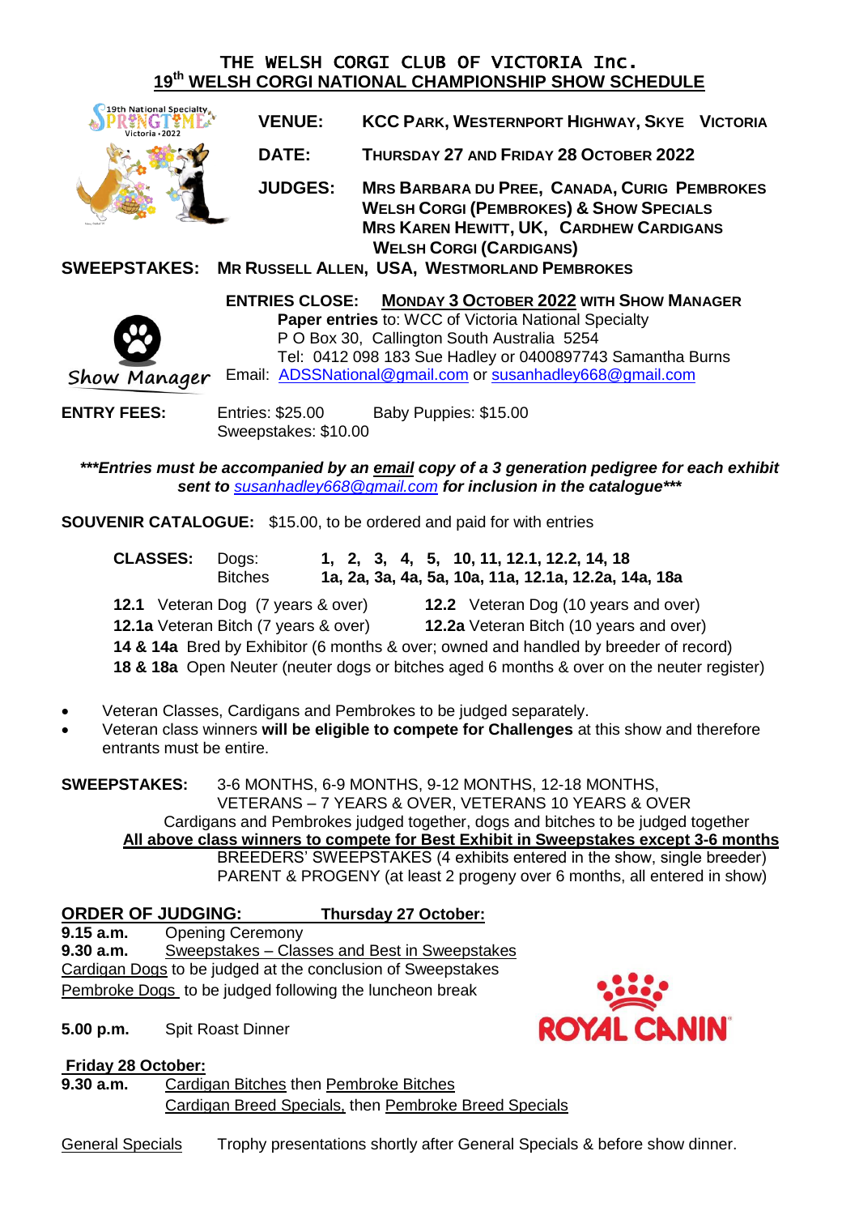# THE WELSH CORGI CLUB OF VICTORIA Inc.

## 19th WELSH CORGI NATIONAL CHAMPIONSHIP SHOW SCHEDULE

**VENUE:** KCC PARK, WESTERNPORT HIGHWAY, SKYE VICTORIA

**DATE:** THURSDAY 27 AND FRIDAY 28 OCTOBER 2022

**JUDGES:** MRS BARBARA DU PREE, CANADA, CURIG PEMBROKES
WELSH CORGI (PEMBROKES) & SHOW SPECIALS
MRS KAREN HEWITT, UK, CARDHEW CARDIGANS
WELSH CORGI (CARDIGANS)

**SWEEPSTAKES:** MR RUSSELL ALLEN, USA, WESTMORLAND PEMBROKES

**ENTRIES CLOSE:** **MONDAY 3 OCTOBER 2022** WITH SHOW MANAGER
**Paper entries** to: WCC of Victoria National Specialty
P O Box 30, Callington South Australia 5254
Tel: 0412 098 183 Sue Hadley or 0400897743 Samantha Burns
Email: ADSSNational@gmail.com or susanhadley668@gmail.com

**ENTRY FEES:** Entries: $25.00 Baby Puppies: $15.00
Sweepstakes: $10.00

***\*\*\*Entries must be accompanied by an email copy of a 3 generation pedigree for each exhibit sent to susanhadley668@gmail.com for inclusion in the catalogue\*\*\****

**SOUVENIR CATALOGUE:** $15.00, to be ordered and paid for with entries

**CLASSES:** Dogs: **1, 2, 3, 4, 5, 10, 11, 12.1, 12.2, 14, 18**
Bitches **1a, 2a, 3a, 4a, 5a, 10a, 11a, 12.1a, 12.2a, 14a, 18a**

**12.1** Veteran Dog (7 years & over) **12.2** Veteran Dog (10 years and over)
**12.1a** Veteran Bitch (7 years & over) **12.2a** Veteran Bitch (10 years and over)
**14 & 14a** Bred by Exhibitor (6 months & over; owned and handled by breeder of record)
**18 & 18a** Open Neuter (neuter dogs or bitches aged 6 months & over on the neuter register)

- Veteran Classes, Cardigans and Pembrokes to be judged separately.
- Veteran class winners **will be eligible to compete for Challenges** at this show and therefore entrants must be entire.

**SWEEPSTAKES:** 3-6 MONTHS, 6-9 MONTHS, 9-12 MONTHS, 12-18 MONTHS,
VETERANS – 7 YEARS & OVER, VETERANS 10 YEARS & OVER
Cardigans and Pembrokes judged together, dogs and bitches to be judged together
**All above class winners to compete for Best Exhibit in Sweepstakes except 3-6 months**
BREEDERS' SWEEPSTAKES (4 exhibits entered in the show, single breeder)
PARENT & PROGENY (at least 2 progeny over 6 months, all entered in show)

**ORDER OF JUDGING:** **Thursday 27 October:**

**9.15 a.m.** Opening Ceremony
**9.30 a.m.** Sweepstakes – Classes and Best in Sweepstakes
Cardigan Dogs to be judged at the conclusion of Sweepstakes
Pembroke Dogs to be judged following the luncheon break

**5.00 p.m.** Spit Roast Dinner

ROYAL CANIN

**Friday 28 October:**

**9.30 a.m.** Cardigan Bitches then Pembroke Bitches
Cardigan Breed Specials, then Pembroke Breed Specials

General Specials Trophy presentations shortly after General Specials & before show dinner.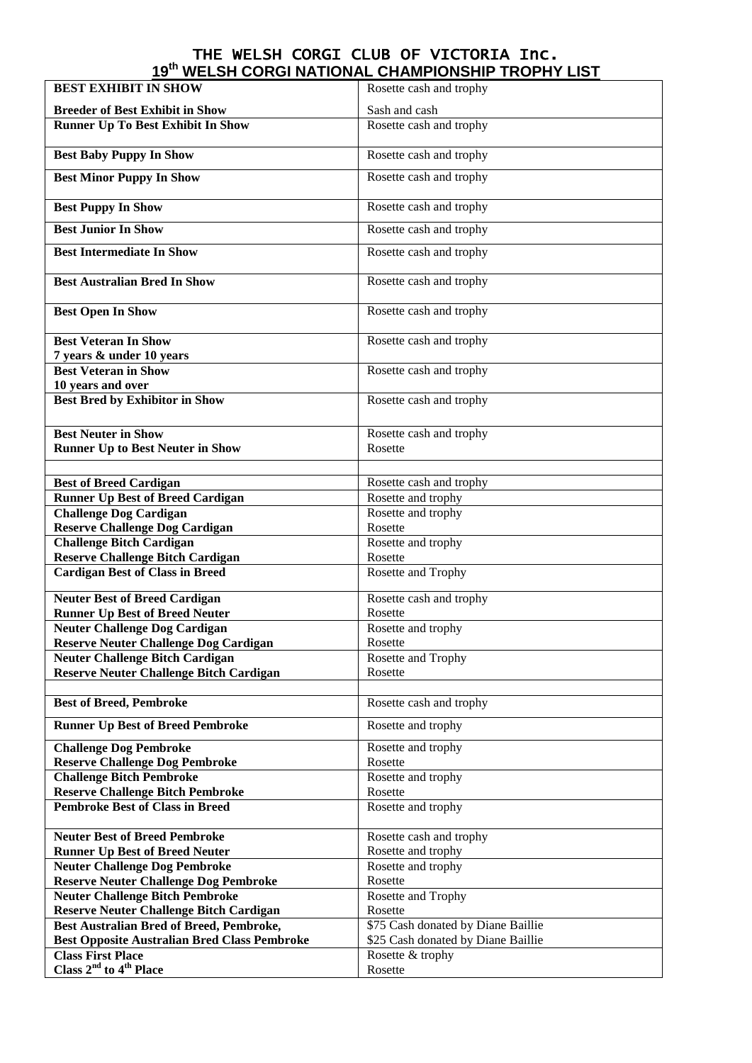# THE WELSH CORGI CLUB OF VICTORIA Inc.

## 19th WELSH CORGI NATIONAL CHAMPIONSHIP TROPHY LIST

| | |
|---|---|
| **BEST EXHIBIT IN SHOW** | Rosette cash and trophy |
| **Breeder of Best Exhibit in Show** | Sash and cash |
| **Runner Up To Best Exhibit In Show** | Rosette cash and trophy |
| **Best Baby Puppy In Show** | Rosette cash and trophy |
| **Best Minor Puppy In Show** | Rosette cash and trophy |
| **Best Puppy In Show** | Rosette cash and trophy |
| **Best Junior In Show** | Rosette cash and trophy |
| **Best Intermediate In Show** | Rosette cash and trophy |
| **Best Australian Bred In Show** | Rosette cash and trophy |
| **Best Open In Show** | Rosette cash and trophy |
| **Best Veteran In Show 7 years & under 10 years** | Rosette cash and trophy |
| **Best Veteran in Show 10 years and over** | Rosette cash and trophy |
| **Best Bred by Exhibitor in Show** | Rosette cash and trophy |
| **Best Neuter in Show** | Rosette cash and trophy |
| **Runner Up to Best Neuter in Show** | Rosette |
| | |
| **Best of Breed Cardigan** | Rosette cash and trophy |
| **Runner Up Best of Breed Cardigan** | Rosette and trophy |
| **Challenge Dog Cardigan** | Rosette and trophy |
| **Reserve Challenge Dog Cardigan** | Rosette |
| **Challenge Bitch Cardigan** | Rosette and trophy |
| **Reserve Challenge Bitch Cardigan** | Rosette |
| **Cardigan Best of Class in Breed** | Rosette and Trophy |
| **Neuter Best of Breed Cardigan** | Rosette cash and trophy |
| **Runner Up Best of Breed Neuter** | Rosette |
| **Neuter Challenge Dog Cardigan** | Rosette and trophy |
| **Reserve Neuter Challenge Dog Cardigan** | Rosette |
| **Neuter Challenge Bitch Cardigan** | Rosette and Trophy |
| **Reserve Neuter Challenge Bitch Cardigan** | Rosette |
| | |
| **Best of Breed, Pembroke** | Rosette cash and trophy |
| **Runner Up Best of Breed Pembroke** | Rosette and trophy |
| **Challenge Dog Pembroke** | Rosette and trophy |
| **Reserve Challenge Dog Pembroke** | Rosette |
| **Challenge Bitch Pembroke** | Rosette and trophy |
| **Reserve Challenge Bitch Pembroke** | Rosette |
| **Pembroke Best of Class in Breed** | Rosette and trophy |
| **Neuter Best of Breed Pembroke** | Rosette cash and trophy |
| **Runner Up Best of Breed Neuter** | Rosette and trophy |
| **Neuter Challenge Dog Pembroke** | Rosette and trophy |
| **Reserve Neuter Challenge Dog Pembroke** | Rosette |
| **Neuter Challenge Bitch Pembroke** | Rosette and Trophy |
| **Reserve Neuter Challenge Bitch Cardigan** | Rosette |
| **Best Australian Bred of Breed, Pembroke,** | $75 Cash donated by Diane Baillie |
| **Best Opposite Australian Bred Class Pembroke** | $25 Cash donated by Diane Baillie |
| **Class First Place** | Rosette & trophy |
| **Class 2nd to 4th Place** | Rosette |